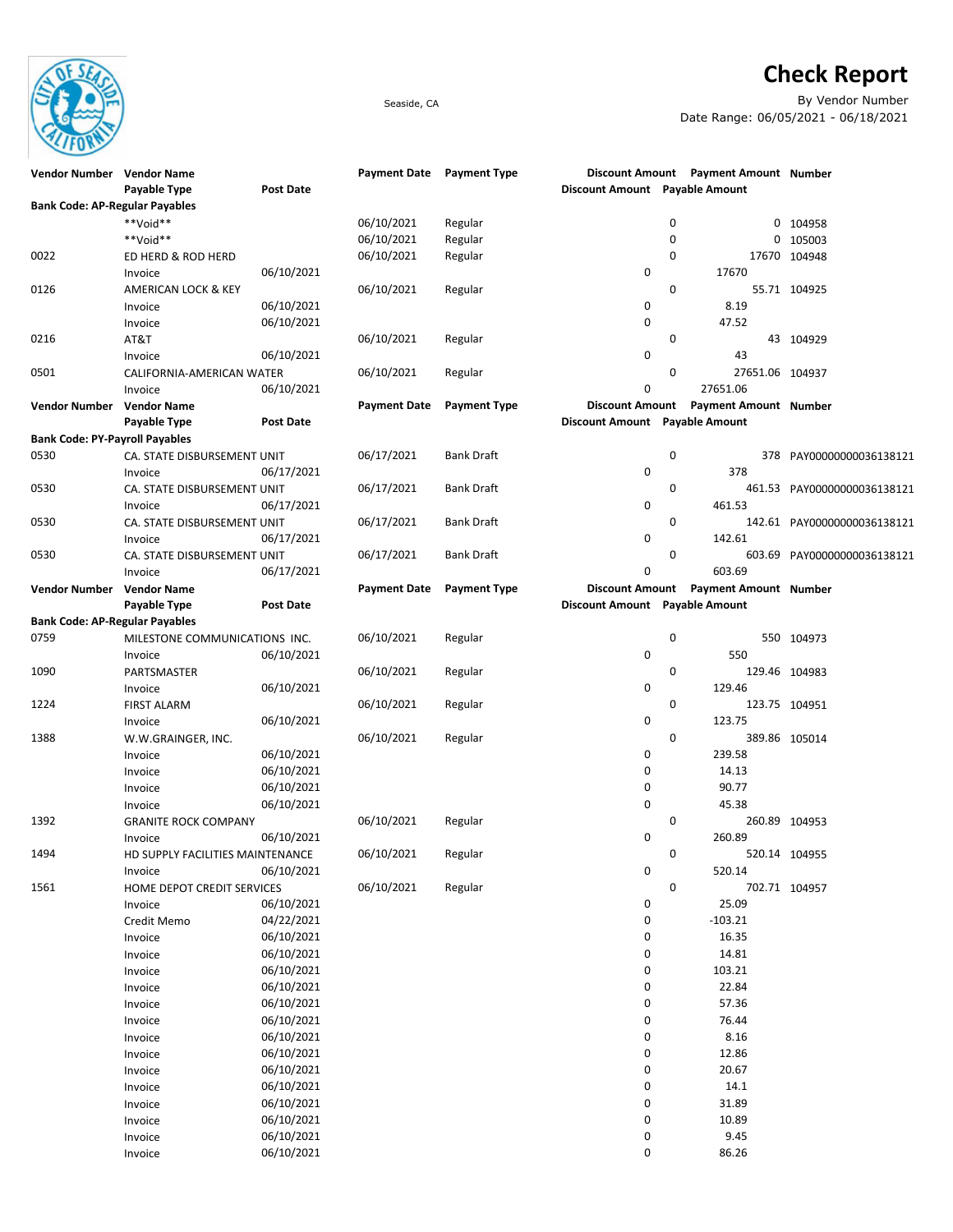# Check Report

Seaside, CA

By Vendor Number
Date Range: 06/05/2021 - 06/18/2021

| Vendor Number | Vendor Name / Payable Type | Post Date | Payment Date | Payment Type | Discount Amount | Payment Amount | Number |
|---|---|---|---|---|---|---|---|
| | Payable Type | Post Date | | | Discount Amount | Payable Amount | |
| **Bank Code: AP-Regular Payables** | | | | | | | |
| | **Void** | | 06/10/2021 | Regular | 0 | 0 | 104958 |
| | **Void** | | 06/10/2021 | Regular | 0 | 0 | 105003 |
| 0022 | ED HERD & ROD HERD | | 06/10/2021 | Regular | 0 | 17670 | 104948 |
| | Invoice | 06/10/2021 | | | 0 | 17670 | |
| 0126 | AMERICAN LOCK & KEY | | 06/10/2021 | Regular | 0 | 55.71 | 104925 |
| | Invoice | 06/10/2021 | | | 0 | 8.19 | |
| | Invoice | 06/10/2021 | | | 0 | 47.52 | |
| 0216 | AT&T | | 06/10/2021 | Regular | 0 | 43 | 104929 |
| | Invoice | 06/10/2021 | | | 0 | 43 | |
| 0501 | CALIFORNIA-AMERICAN WATER | | 06/10/2021 | Regular | 0 | 27651.06 | 104937 |
| | Invoice | 06/10/2021 | | | 0 | 27651.06 | |
| **Bank Code: PY-Payroll Payables** | | | | | | | |
| 0530 | CA. STATE DISBURSEMENT UNIT | | 06/17/2021 | Bank Draft | 0 | 378 | PAY00000000036138121 |
| | Invoice | 06/17/2021 | | | 0 | 378 | |
| 0530 | CA. STATE DISBURSEMENT UNIT | | 06/17/2021 | Bank Draft | 0 | 461.53 | PAY00000000036138121 |
| | Invoice | 06/17/2021 | | | 0 | 461.53 | |
| 0530 | CA. STATE DISBURSEMENT UNIT | | 06/17/2021 | Bank Draft | 0 | 142.61 | PAY00000000036138121 |
| | Invoice | 06/17/2021 | | | 0 | 142.61 | |
| 0530 | CA. STATE DISBURSEMENT UNIT | | 06/17/2021 | Bank Draft | 0 | 603.69 | PAY00000000036138121 |
| | Invoice | 06/17/2021 | | | 0 | 603.69 | |
| **Bank Code: AP-Regular Payables** | | | | | | | |
| 0759 | MILESTONE COMMUNICATIONS INC. | | 06/10/2021 | Regular | 0 | 550 | 104973 |
| | Invoice | 06/10/2021 | | | 0 | 550 | |
| 1090 | PARTSMASTER | | 06/10/2021 | Regular | 0 | 129.46 | 104983 |
| | Invoice | 06/10/2021 | | | 0 | 129.46 | |
| 1224 | FIRST ALARM | | 06/10/2021 | Regular | 0 | 123.75 | 104951 |
| | Invoice | 06/10/2021 | | | 0 | 123.75 | |
| 1388 | W.W.GRAINGER, INC. | | 06/10/2021 | Regular | 0 | 389.86 | 105014 |
| | Invoice | 06/10/2021 | | | 0 | 239.58 | |
| | Invoice | 06/10/2021 | | | 0 | 14.13 | |
| | Invoice | 06/10/2021 | | | 0 | 90.77 | |
| | Invoice | 06/10/2021 | | | 0 | 45.38 | |
| 1392 | GRANITE ROCK COMPANY | | 06/10/2021 | Regular | 0 | 260.89 | 104953 |
| | Invoice | 06/10/2021 | | | 0 | 260.89 | |
| 1494 | HD SUPPLY FACILITIES MAINTENANCE | | 06/10/2021 | Regular | 0 | 520.14 | 104955 |
| | Invoice | 06/10/2021 | | | 0 | 520.14 | |
| 1561 | HOME DEPOT CREDIT SERVICES | | 06/10/2021 | Regular | 0 | 702.71 | 104957 |
| | Invoice | 06/10/2021 | | | 0 | 25.09 | |
| | Credit Memo | 04/22/2021 | | | 0 | -103.21 | |
| | Invoice | 06/10/2021 | | | 0 | 16.35 | |
| | Invoice | 06/10/2021 | | | 0 | 14.81 | |
| | Invoice | 06/10/2021 | | | 0 | 103.21 | |
| | Invoice | 06/10/2021 | | | 0 | 22.84 | |
| | Invoice | 06/10/2021 | | | 0 | 57.36 | |
| | Invoice | 06/10/2021 | | | 0 | 76.44 | |
| | Invoice | 06/10/2021 | | | 0 | 8.16 | |
| | Invoice | 06/10/2021 | | | 0 | 12.86 | |
| | Invoice | 06/10/2021 | | | 0 | 20.67 | |
| | Invoice | 06/10/2021 | | | 0 | 14.1 | |
| | Invoice | 06/10/2021 | | | 0 | 31.89 | |
| | Invoice | 06/10/2021 | | | 0 | 10.89 | |
| | Invoice | 06/10/2021 | | | 0 | 9.45 | |
| | Invoice | 06/10/2021 | | | 0 | 86.26 | |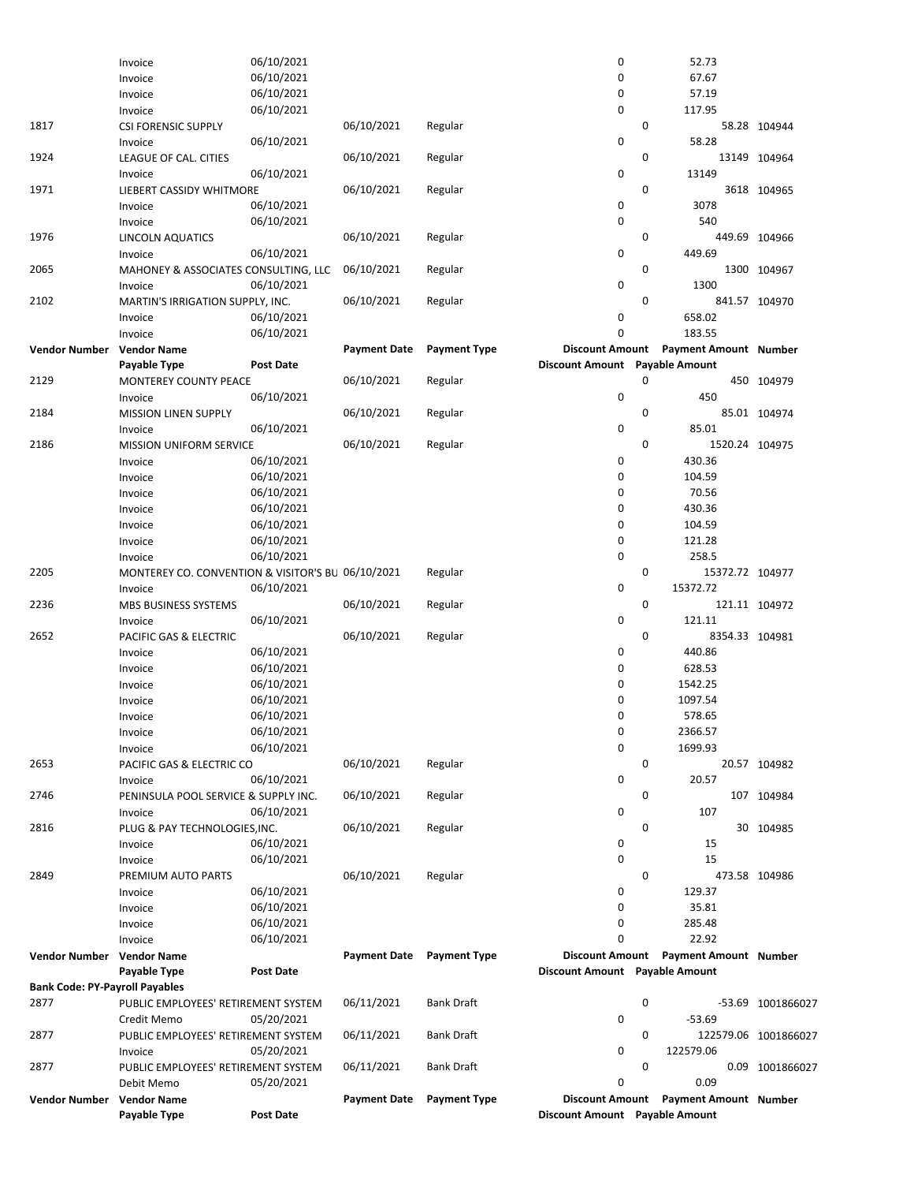| Vendor Number | Vendor Name | Payment Date | Payment Type | Discount Amount | Payment Amount | Number |
|---|---|---|---|---|---|---|
| | Payable Type | Post Date | | Discount Amount | Payable Amount | |
| | Invoice | 06/10/2021 | | 0 | 52.73 | |
| | Invoice | 06/10/2021 | | 0 | 67.67 | |
| | Invoice | 06/10/2021 | | 0 | 57.19 | |
| | Invoice | 06/10/2021 | | 0 | 117.95 | |
| 1817 | CSI FORENSIC SUPPLY | 06/10/2021 | Regular | 0 | 58.28 | 104944 |
| | Invoice | 06/10/2021 | | 0 | 58.28 | |
| 1924 | LEAGUE OF CAL. CITIES | 06/10/2021 | Regular | 0 | 13149 | 104964 |
| | Invoice | 06/10/2021 | | 0 | 13149 | |
| 1971 | LIEBERT CASSIDY WHITMORE | 06/10/2021 | Regular | 0 | 3618 | 104965 |
| | Invoice | 06/10/2021 | | 0 | 3078 | |
| | Invoice | 06/10/2021 | | 0 | 540 | |
| 1976 | LINCOLN AQUATICS | 06/10/2021 | Regular | 0 | 449.69 | 104966 |
| | Invoice | 06/10/2021 | | 0 | 449.69 | |
| 2065 | MAHONEY & ASSOCIATES CONSULTING, LLC | 06/10/2021 | Regular | 0 | 1300 | 104967 |
| | Invoice | 06/10/2021 | | 0 | 1300 | |
| 2102 | MARTIN'S IRRIGATION SUPPLY, INC. | 06/10/2021 | Regular | 0 | 841.57 | 104970 |
| | Invoice | 06/10/2021 | | 0 | 658.02 | |
| | Invoice | 06/10/2021 | | 0 | 183.55 | |
| **Vendor Number** | **Vendor Name** | **Payment Date** | **Payment Type** | **Discount Amount** | **Payment Amount** | **Number** |
| | **Payable Type** | **Post Date** | | **Discount Amount** | **Payable Amount** | |
| 2129 | MONTEREY COUNTY PEACE | 06/10/2021 | Regular | 0 | 450 | 104979 |
| | Invoice | 06/10/2021 | | 0 | 450 | |
| 2184 | MISSION LINEN SUPPLY | 06/10/2021 | Regular | 0 | 85.01 | 104974 |
| | Invoice | 06/10/2021 | | 0 | 85.01 | |
| 2186 | MISSION UNIFORM SERVICE | 06/10/2021 | Regular | 0 | 1520.24 | 104975 |
| | Invoice | 06/10/2021 | | 0 | 430.36 | |
| | Invoice | 06/10/2021 | | 0 | 104.59 | |
| | Invoice | 06/10/2021 | | 0 | 70.56 | |
| | Invoice | 06/10/2021 | | 0 | 430.36 | |
| | Invoice | 06/10/2021 | | 0 | 104.59 | |
| | Invoice | 06/10/2021 | | 0 | 121.28 | |
| | Invoice | 06/10/2021 | | 0 | 258.5 | |
| 2205 | MONTEREY CO. CONVENTION & VISITOR'S BU | 06/10/2021 | Regular | 0 | 15372.72 | 104977 |
| | Invoice | 06/10/2021 | | 0 | 15372.72 | |
| 2236 | MBS BUSINESS SYSTEMS | 06/10/2021 | Regular | 0 | 121.11 | 104972 |
| | Invoice | 06/10/2021 | | 0 | 121.11 | |
| 2652 | PACIFIC GAS & ELECTRIC | 06/10/2021 | Regular | 0 | 8354.33 | 104981 |
| | Invoice | 06/10/2021 | | 0 | 440.86 | |
| | Invoice | 06/10/2021 | | 0 | 628.53 | |
| | Invoice | 06/10/2021 | | 0 | 1542.25 | |
| | Invoice | 06/10/2021 | | 0 | 1097.54 | |
| | Invoice | 06/10/2021 | | 0 | 578.65 | |
| | Invoice | 06/10/2021 | | 0 | 2366.57 | |
| | Invoice | 06/10/2021 | | 0 | 1699.93 | |
| 2653 | PACIFIC GAS & ELECTRIC CO | 06/10/2021 | Regular | 0 | 20.57 | 104982 |
| | Invoice | 06/10/2021 | | 0 | 20.57 | |
| 2746 | PENINSULA POOL SERVICE & SUPPLY INC. | 06/10/2021 | Regular | 0 | 107 | 104984 |
| | Invoice | 06/10/2021 | | 0 | 107 | |
| 2816 | PLUG & PAY TECHNOLOGIES,INC. | 06/10/2021 | Regular | 0 | 30 | 104985 |
| | Invoice | 06/10/2021 | | 0 | 15 | |
| | Invoice | 06/10/2021 | | 0 | 15 | |
| 2849 | PREMIUM AUTO PARTS | 06/10/2021 | Regular | 0 | 473.58 | 104986 |
| | Invoice | 06/10/2021 | | 0 | 129.37 | |
| | Invoice | 06/10/2021 | | 0 | 35.81 | |
| | Invoice | 06/10/2021 | | 0 | 285.48 | |
| | Invoice | 06/10/2021 | | 0 | 22.92 | |
| **Vendor Number** | **Vendor Name** | **Payment Date** | **Payment Type** | **Discount Amount** | **Payment Amount** | **Number** |
| | **Payable Type** | **Post Date** | | **Discount Amount** | **Payable Amount** | |
| **Bank Code: PY-Payroll Payables** | | | | | | |
| 2877 | PUBLIC EMPLOYEES' RETIREMENT SYSTEM | 06/11/2021 | Bank Draft | 0 | -53.69 | 1001866027 |
| | Credit Memo | 05/20/2021 | | 0 | -53.69 | |
| 2877 | PUBLIC EMPLOYEES' RETIREMENT SYSTEM | 06/11/2021 | Bank Draft | 0 | 122579.06 | 1001866027 |
| | Invoice | 05/20/2021 | | 0 | 122579.06 | |
| 2877 | PUBLIC EMPLOYEES' RETIREMENT SYSTEM | 06/11/2021 | Bank Draft | 0 | 0.09 | 1001866027 |
| | Debit Memo | 05/20/2021 | | 0 | 0.09 | |
| **Vendor Number** | **Vendor Name** | **Payment Date** | **Payment Type** | **Discount Amount** | **Payment Amount** | **Number** |
| | **Payable Type** | **Post Date** | | **Discount Amount** | **Payable Amount** | |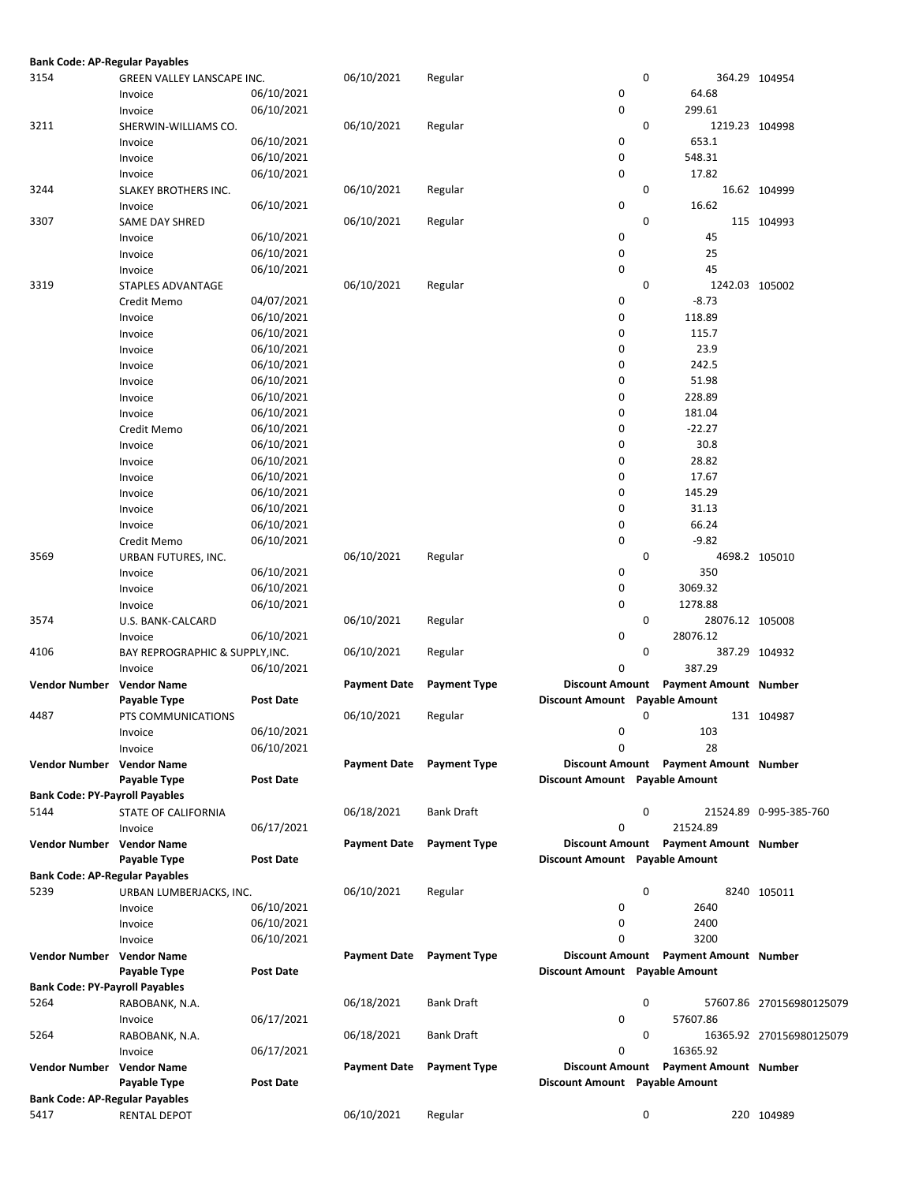**Bank Code: AP-Regular Payables**

| Vendor Number | Vendor Name | | Payment Date | Payment Type | Discount Amount | Payment Amount | Number |
|---|---|---|---|---|---|---|---|
| | Payable Type | Post Date | | | Discount Amount | Payable Amount | |
| 3154 | GREEN VALLEY LANSCAPE INC. | | 06/10/2021 | Regular | 0 | 364.29 | 104954 |
| | Invoice | 06/10/2021 | | | 0 | 64.68 | |
| | Invoice | 06/10/2021 | | | 0 | 299.61 | |
| 3211 | SHERWIN-WILLIAMS CO. | | 06/10/2021 | Regular | 0 | 1219.23 | 104998 |
| | Invoice | 06/10/2021 | | | 0 | 653.1 | |
| | Invoice | 06/10/2021 | | | 0 | 548.31 | |
| | Invoice | 06/10/2021 | | | 0 | 17.82 | |
| 3244 | SLAKEY BROTHERS INC. | | 06/10/2021 | Regular | 0 | 16.62 | 104999 |
| | Invoice | 06/10/2021 | | | 0 | 16.62 | |
| 3307 | SAME DAY SHRED | | 06/10/2021 | Regular | 0 | 115 | 104993 |
| | Invoice | 06/10/2021 | | | 0 | 45 | |
| | Invoice | 06/10/2021 | | | 0 | 25 | |
| | Invoice | 06/10/2021 | | | 0 | 45 | |
| 3319 | STAPLES ADVANTAGE | | 06/10/2021 | Regular | 0 | 1242.03 | 105002 |
| | Credit Memo | 04/07/2021 | | | 0 | -8.73 | |
| | Invoice | 06/10/2021 | | | 0 | 118.89 | |
| | Invoice | 06/10/2021 | | | 0 | 115.7 | |
| | Invoice | 06/10/2021 | | | 0 | 23.9 | |
| | Invoice | 06/10/2021 | | | 0 | 242.5 | |
| | Invoice | 06/10/2021 | | | 0 | 51.98 | |
| | Invoice | 06/10/2021 | | | 0 | 228.89 | |
| | Invoice | 06/10/2021 | | | 0 | 181.04 | |
| | Credit Memo | 06/10/2021 | | | 0 | -22.27 | |
| | Invoice | 06/10/2021 | | | 0 | 30.8 | |
| | Invoice | 06/10/2021 | | | 0 | 28.82 | |
| | Invoice | 06/10/2021 | | | 0 | 17.67 | |
| | Invoice | 06/10/2021 | | | 0 | 145.29 | |
| | Invoice | 06/10/2021 | | | 0 | 31.13 | |
| | Invoice | 06/10/2021 | | | 0 | 66.24 | |
| | Credit Memo | 06/10/2021 | | | 0 | -9.82 | |
| 3569 | URBAN FUTURES, INC. | | 06/10/2021 | Regular | 0 | 4698.2 | 105010 |
| | Invoice | 06/10/2021 | | | 0 | 350 | |
| | Invoice | 06/10/2021 | | | 0 | 3069.32 | |
| | Invoice | 06/10/2021 | | | 0 | 1278.88 | |
| 3574 | U.S. BANK-CALCARD | | 06/10/2021 | Regular | 0 | 28076.12 | 105008 |
| | Invoice | 06/10/2021 | | | 0 | 28076.12 | |
| 4106 | BAY REPROGRAPHIC & SUPPLY,INC. | | 06/10/2021 | Regular | 0 | 387.29 | 104932 |
| | Invoice | 06/10/2021 | | | 0 | 387.29 | |

| Vendor Number | Vendor Name | | Payment Date | Payment Type | Discount Amount | Payment Amount | Number |
|---|---|---|---|---|---|---|---|
| | Payable Type | Post Date | | | Discount Amount | Payable Amount | |
| 4487 | PTS COMMUNICATIONS | | 06/10/2021 | Regular | 0 | 131 | 104987 |
| | Invoice | 06/10/2021 | | | 0 | 103 | |
| | Invoice | 06/10/2021 | | | 0 | 28 | |

| Vendor Number | Vendor Name | | Payment Date | Payment Type | Discount Amount | Payment Amount | Number |
|---|---|---|---|---|---|---|---|
| | Payable Type | Post Date | | | Discount Amount | Payable Amount | |

**Bank Code: PY-Payroll Payables**

| Vendor Number | Vendor Name | | Payment Date | Payment Type | Discount Amount | Payment Amount | Number |
|---|---|---|---|---|---|---|---|
| 5144 | STATE OF CALIFORNIA | | 06/18/2021 | Bank Draft | 0 | 21524.89 | 0-995-385-760 |
| | Invoice | 06/17/2021 | | | 0 | 21524.89 | |

| Vendor Number | Vendor Name | | Payment Date | Payment Type | Discount Amount | Payment Amount | Number |
|---|---|---|---|---|---|---|---|
| | Payable Type | Post Date | | | Discount Amount | Payable Amount | |

**Bank Code: AP-Regular Payables**

| Vendor Number | Vendor Name | | Payment Date | Payment Type | Discount Amount | Payment Amount | Number |
|---|---|---|---|---|---|---|---|
| 5239 | URBAN LUMBERJACKS, INC. | | 06/10/2021 | Regular | 0 | 8240 | 105011 |
| | Invoice | 06/10/2021 | | | 0 | 2640 | |
| | Invoice | 06/10/2021 | | | 0 | 2400 | |
| | Invoice | 06/10/2021 | | | 0 | 3200 | |

| Vendor Number | Vendor Name | | Payment Date | Payment Type | Discount Amount | Payment Amount | Number |
|---|---|---|---|---|---|---|---|
| | Payable Type | Post Date | | | Discount Amount | Payable Amount | |

**Bank Code: PY-Payroll Payables**

| Vendor Number | Vendor Name | | Payment Date | Payment Type | Discount Amount | Payment Amount | Number |
|---|---|---|---|---|---|---|---|
| 5264 | RABOBANK, N.A. | | 06/18/2021 | Bank Draft | 0 | 57607.86 | 270156980125079 |
| | Invoice | 06/17/2021 | | | 0 | 57607.86 | |
| 5264 | RABOBANK, N.A. | | 06/18/2021 | Bank Draft | 0 | 16365.92 | 270156980125079 |
| | Invoice | 06/17/2021 | | | 0 | 16365.92 | |

| Vendor Number | Vendor Name | | Payment Date | Payment Type | Discount Amount | Payment Amount | Number |
|---|---|---|---|---|---|---|---|
| | Payable Type | Post Date | | | Discount Amount | Payable Amount | |

**Bank Code: AP-Regular Payables**

| Vendor Number | Vendor Name | | Payment Date | Payment Type | Discount Amount | Payment Amount | Number |
|---|---|---|---|---|---|---|---|
| 5417 | RENTAL DEPOT | | 06/10/2021 | Regular | 0 | 220 | 104989 |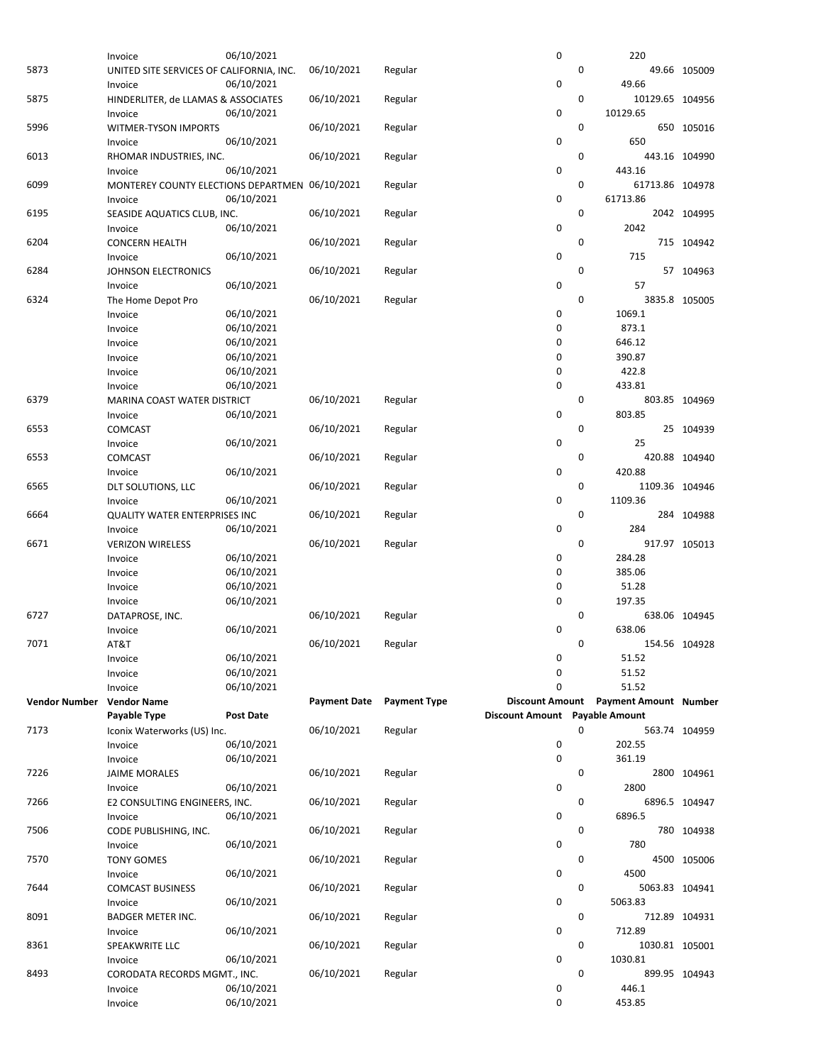| Vendor Number | Vendor Name | | Payment Date | Payment Type | Discount Amount | Payment Amount | Number |
|---|---|---|---|---|---|---|---|
| | Payable Type | Post Date | | | Discount Amount | Payable Amount | |
| | Invoice | 06/10/2021 | | | 0 | 220 | |
| 5873 | UNITED SITE SERVICES OF CALIFORNIA, INC. | | 06/10/2021 | Regular | 0 | 49.66 | 105009 |
| | Invoice | 06/10/2021 | | | 0 | 49.66 | |
| 5875 | HINDERLITER, de LLAMAS & ASSOCIATES | | 06/10/2021 | Regular | 0 | 10129.65 | 104956 |
| | Invoice | 06/10/2021 | | | 0 | 10129.65 | |
| 5996 | WITMER-TYSON IMPORTS | | 06/10/2021 | Regular | 0 | 650 | 105016 |
| | Invoice | 06/10/2021 | | | 0 | 650 | |
| 6013 | RHOMAR INDUSTRIES, INC. | | 06/10/2021 | Regular | 0 | 443.16 | 104990 |
| | Invoice | 06/10/2021 | | | 0 | 443.16 | |
| 6099 | MONTEREY COUNTY ELECTIONS DEPARTMEN | | 06/10/2021 | Regular | 0 | 61713.86 | 104978 |
| | Invoice | 06/10/2021 | | | 0 | 61713.86 | |
| 6195 | SEASIDE AQUATICS CLUB, INC. | | 06/10/2021 | Regular | 0 | 2042 | 104995 |
| | Invoice | 06/10/2021 | | | 0 | 2042 | |
| 6204 | CONCERN HEALTH | | 06/10/2021 | Regular | 0 | 715 | 104942 |
| | Invoice | 06/10/2021 | | | 0 | 715 | |
| 6284 | JOHNSON ELECTRONICS | | 06/10/2021 | Regular | 0 | 57 | 104963 |
| | Invoice | 06/10/2021 | | | 0 | 57 | |
| 6324 | The Home Depot Pro | | 06/10/2021 | Regular | 0 | 3835.8 | 105005 |
| | Invoice | 06/10/2021 | | | 0 | 1069.1 | |
| | Invoice | 06/10/2021 | | | 0 | 873.1 | |
| | Invoice | 06/10/2021 | | | 0 | 646.12 | |
| | Invoice | 06/10/2021 | | | 0 | 390.87 | |
| | Invoice | 06/10/2021 | | | 0 | 422.8 | |
| | Invoice | 06/10/2021 | | | 0 | 433.81 | |
| 6379 | MARINA COAST WATER DISTRICT | | 06/10/2021 | Regular | 0 | 803.85 | 104969 |
| | Invoice | 06/10/2021 | | | 0 | 803.85 | |
| 6553 | COMCAST | | 06/10/2021 | Regular | 0 | 25 | 104939 |
| | Invoice | 06/10/2021 | | | 0 | 25 | |
| 6553 | COMCAST | | 06/10/2021 | Regular | 0 | 420.88 | 104940 |
| | Invoice | 06/10/2021 | | | 0 | 420.88 | |
| 6565 | DLT SOLUTIONS, LLC | | 06/10/2021 | Regular | 0 | 1109.36 | 104946 |
| | Invoice | 06/10/2021 | | | 0 | 1109.36 | |
| 6664 | QUALITY WATER ENTERPRISES INC | | 06/10/2021 | Regular | 0 | 284 | 104988 |
| | Invoice | 06/10/2021 | | | 0 | 284 | |
| 6671 | VERIZON WIRELESS | | 06/10/2021 | Regular | 0 | 917.97 | 105013 |
| | Invoice | 06/10/2021 | | | 0 | 284.28 | |
| | Invoice | 06/10/2021 | | | 0 | 385.06 | |
| | Invoice | 06/10/2021 | | | 0 | 51.28 | |
| | Invoice | 06/10/2021 | | | 0 | 197.35 | |
| 6727 | DATAPROSE, INC. | | 06/10/2021 | Regular | 0 | 638.06 | 104945 |
| | Invoice | 06/10/2021 | | | 0 | 638.06 | |
| 7071 | AT&T | | 06/10/2021 | Regular | 0 | 154.56 | 104928 |
| | Invoice | 06/10/2021 | | | 0 | 51.52 | |
| | Invoice | 06/10/2021 | | | 0 | 51.52 | |
| | Invoice | 06/10/2021 | | | 0 | 51.52 | |
| 7173 | Iconix Waterworks (US) Inc. | | 06/10/2021 | Regular | 0 | 563.74 | 104959 |
| | Invoice | 06/10/2021 | | | 0 | 202.55 | |
| | Invoice | 06/10/2021 | | | 0 | 361.19 | |
| 7226 | JAIME MORALES | | 06/10/2021 | Regular | 0 | 2800 | 104961 |
| | Invoice | 06/10/2021 | | | 0 | 2800 | |
| 7266 | E2 CONSULTING ENGINEERS, INC. | | 06/10/2021 | Regular | 0 | 6896.5 | 104947 |
| | Invoice | 06/10/2021 | | | 0 | 6896.5 | |
| 7506 | CODE PUBLISHING, INC. | | 06/10/2021 | Regular | 0 | 780 | 104938 |
| | Invoice | 06/10/2021 | | | 0 | 780 | |
| 7570 | TONY GOMES | | 06/10/2021 | Regular | 0 | 4500 | 105006 |
| | Invoice | 06/10/2021 | | | 0 | 4500 | |
| 7644 | COMCAST BUSINESS | | 06/10/2021 | Regular | 0 | 5063.83 | 104941 |
| | Invoice | 06/10/2021 | | | 0 | 5063.83 | |
| 8091 | BADGER METER INC. | | 06/10/2021 | Regular | 0 | 712.89 | 104931 |
| | Invoice | 06/10/2021 | | | 0 | 712.89 | |
| 8361 | SPEAKWRITE LLC | | 06/10/2021 | Regular | 0 | 1030.81 | 105001 |
| | Invoice | 06/10/2021 | | | 0 | 1030.81 | |
| 8493 | CORODATA RECORDS MGMT., INC. | | 06/10/2021 | Regular | 0 | 899.95 | 104943 |
| | Invoice | 06/10/2021 | | | 0 | 446.1 | |
| | Invoice | 06/10/2021 | | | 0 | 453.85 | |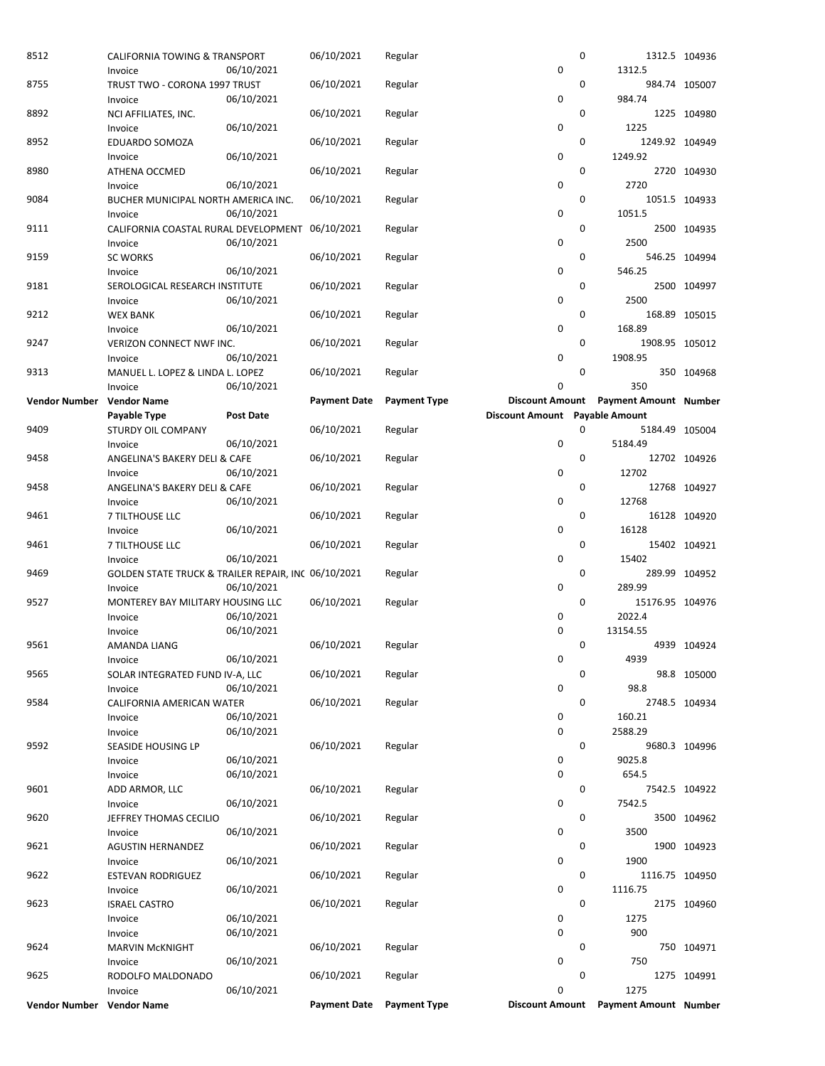| Vendor Number | Vendor Name | | Payment Date | Payment Type | Discount Amount | Payment Amount | Number |
|---|---|---|---|---|---|---|---|
| | Payable Type | Post Date | | | Discount Amount | Payable Amount | |
| 8512 | CALIFORNIA TOWING & TRANSPORT | | 06/10/2021 | Regular | 0 | 1312.5 | 104936 |
| | Invoice | 06/10/2021 | | | 0 | 1312.5 | |
| 8755 | TRUST TWO - CORONA 1997 TRUST | | 06/10/2021 | Regular | 0 | 984.74 | 105007 |
| | Invoice | 06/10/2021 | | | 0 | 984.74 | |
| 8892 | NCI AFFILIATES, INC. | | 06/10/2021 | Regular | 0 | 1225 | 104980 |
| | Invoice | 06/10/2021 | | | 0 | 1225 | |
| 8952 | EDUARDO SOMOZA | | 06/10/2021 | Regular | 0 | 1249.92 | 104949 |
| | Invoice | 06/10/2021 | | | 0 | 1249.92 | |
| 8980 | ATHENA OCCMED | | 06/10/2021 | Regular | 0 | 2720 | 104930 |
| | Invoice | 06/10/2021 | | | 0 | 2720 | |
| 9084 | BUCHER MUNICIPAL NORTH AMERICA INC. | | 06/10/2021 | Regular | 0 | 1051.5 | 104933 |
| | Invoice | 06/10/2021 | | | 0 | 1051.5 | |
| 9111 | CALIFORNIA COASTAL RURAL DEVELOPMENT | | 06/10/2021 | Regular | 0 | 2500 | 104935 |
| | Invoice | 06/10/2021 | | | 0 | 2500 | |
| 9159 | SC WORKS | | 06/10/2021 | Regular | 0 | 546.25 | 104994 |
| | Invoice | 06/10/2021 | | | 0 | 546.25 | |
| 9181 | SEROLOGICAL RESEARCH INSTITUTE | | 06/10/2021 | Regular | 0 | 2500 | 104997 |
| | Invoice | 06/10/2021 | | | 0 | 2500 | |
| 9212 | WEX BANK | | 06/10/2021 | Regular | 0 | 168.89 | 105015 |
| | Invoice | 06/10/2021 | | | 0 | 168.89 | |
| 9247 | VERIZON CONNECT NWF INC. | | 06/10/2021 | Regular | 0 | 1908.95 | 105012 |
| | Invoice | 06/10/2021 | | | 0 | 1908.95 | |
| 9313 | MANUEL L. LOPEZ & LINDA L. LOPEZ | | 06/10/2021 | Regular | 0 | 350 | 104968 |
| | Invoice | 06/10/2021 | | | 0 | 350 | |

| Vendor Number | Vendor Name | | Payment Date | Payment Type | Discount Amount | Payment Amount | Number |
|---|---|---|---|---|---|---|---|
| | Payable Type | Post Date | | | Discount Amount | Payable Amount | |
| 9409 | STURDY OIL COMPANY | | 06/10/2021 | Regular | 0 | 5184.49 | 105004 |
| | Invoice | 06/10/2021 | | | 0 | 5184.49 | |
| 9458 | ANGELINA'S BAKERY DELI & CAFE | | 06/10/2021 | Regular | 0 | 12702 | 104926 |
| | Invoice | 06/10/2021 | | | 0 | 12702 | |
| 9458 | ANGELINA'S BAKERY DELI & CAFE | | 06/10/2021 | Regular | 0 | 12768 | 104927 |
| | Invoice | 06/10/2021 | | | 0 | 12768 | |
| 9461 | 7 TILTHOUSE LLC | | 06/10/2021 | Regular | 0 | 16128 | 104920 |
| | Invoice | 06/10/2021 | | | 0 | 16128 | |
| 9461 | 7 TILTHOUSE LLC | | 06/10/2021 | Regular | 0 | 15402 | 104921 |
| | Invoice | 06/10/2021 | | | 0 | 15402 | |
| 9469 | GOLDEN STATE TRUCK & TRAILER REPAIR, INC | | 06/10/2021 | Regular | 0 | 289.99 | 104952 |
| | Invoice | 06/10/2021 | | | 0 | 289.99 | |
| 9527 | MONTEREY BAY MILITARY HOUSING LLC | | 06/10/2021 | Regular | 0 | 15176.95 | 104976 |
| | Invoice | 06/10/2021 | | | 0 | 2022.4 | |
| | Invoice | 06/10/2021 | | | 0 | 13154.55 | |
| 9561 | AMANDA LIANG | | 06/10/2021 | Regular | 0 | 4939 | 104924 |
| | Invoice | 06/10/2021 | | | 0 | 4939 | |
| 9565 | SOLAR INTEGRATED FUND IV-A, LLC | | 06/10/2021 | Regular | 0 | 98.8 | 105000 |
| | Invoice | 06/10/2021 | | | 0 | 98.8 | |
| 9584 | CALIFORNIA AMERICAN WATER | | 06/10/2021 | Regular | 0 | 2748.5 | 104934 |
| | Invoice | 06/10/2021 | | | 0 | 160.21 | |
| | Invoice | 06/10/2021 | | | 0 | 2588.29 | |
| 9592 | SEASIDE HOUSING LP | | 06/10/2021 | Regular | 0 | 9680.3 | 104996 |
| | Invoice | 06/10/2021 | | | 0 | 9025.8 | |
| | Invoice | 06/10/2021 | | | 0 | 654.5 | |
| 9601 | ADD ARMOR, LLC | | 06/10/2021 | Regular | 0 | 7542.5 | 104922 |
| | Invoice | 06/10/2021 | | | 0 | 7542.5 | |
| 9620 | JEFFREY THOMAS CECILIO | | 06/10/2021 | Regular | 0 | 3500 | 104962 |
| | Invoice | 06/10/2021 | | | 0 | 3500 | |
| 9621 | AGUSTIN HERNANDEZ | | 06/10/2021 | Regular | 0 | 1900 | 104923 |
| | Invoice | 06/10/2021 | | | 0 | 1900 | |
| 9622 | ESTEVAN RODRIGUEZ | | 06/10/2021 | Regular | 0 | 1116.75 | 104950 |
| | Invoice | 06/10/2021 | | | 0 | 1116.75 | |
| 9623 | ISRAEL CASTRO | | 06/10/2021 | Regular | 0 | 2175 | 104960 |
| | Invoice | 06/10/2021 | | | 0 | 1275 | |
| | Invoice | 06/10/2021 | | | 0 | 900 | |
| 9624 | MARVIN McKNIGHT | | 06/10/2021 | Regular | 0 | 750 | 104971 |
| | Invoice | 06/10/2021 | | | 0 | 750 | |
| 9625 | RODOLFO MALDONADO | | 06/10/2021 | Regular | 0 | 1275 | 104991 |
| | Invoice | 06/10/2021 | | | 0 | 1275 | |

| Vendor Number | Vendor Name | Payment Date | Payment Type | Discount Amount | Payment Amount | Number |
|---|---|---|---|---|---|---|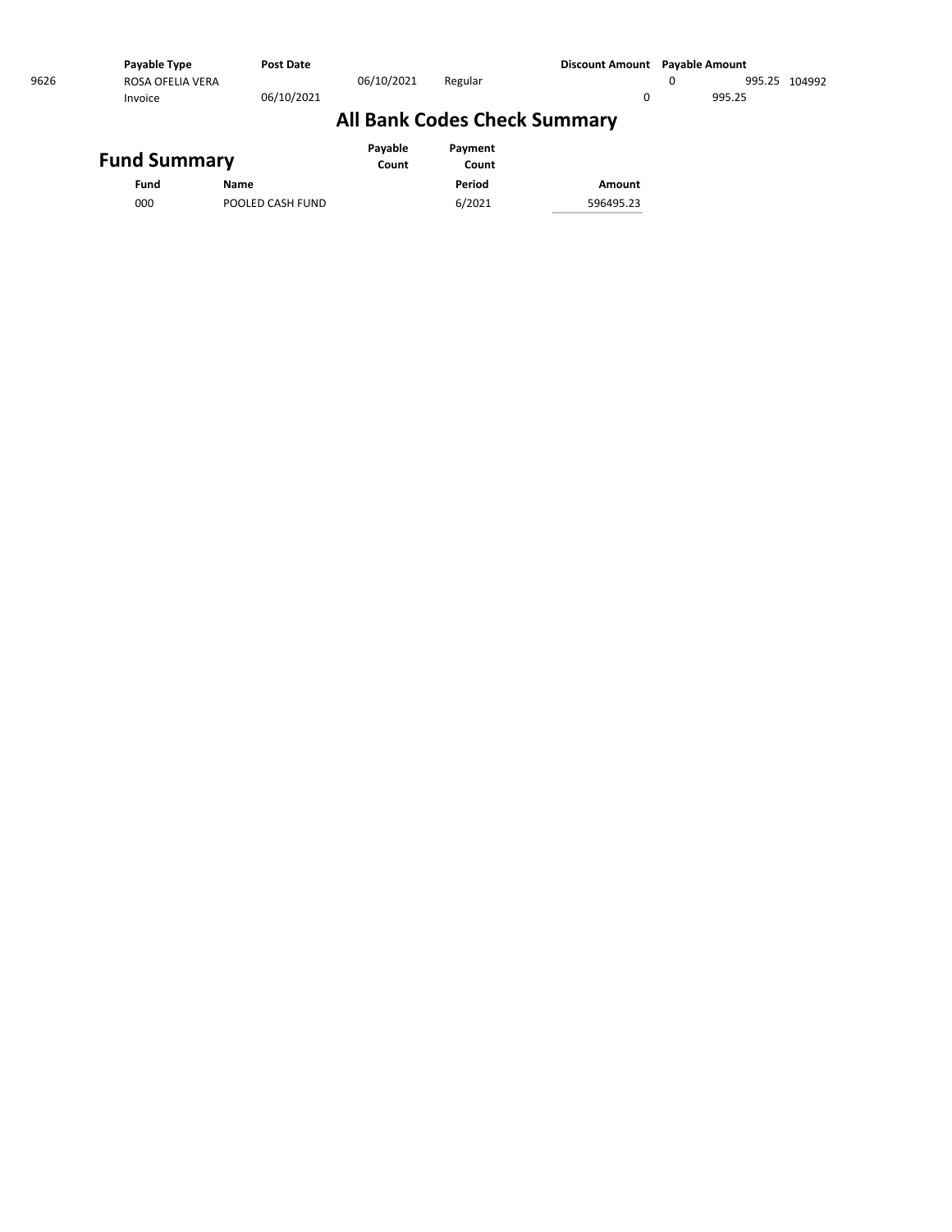| | Payable Type | Post Date | | | Discount Amount | Payable Amount | | |
|---|---|---|---|---|---|---|---|---|
| 9626 | ROSA OFELIA VERA | | 06/10/2021 | Regular | | 0 | 995.25 | 104992 |
| | Invoice | 06/10/2021 | | | 0 | 995.25 | | |

## All Bank Codes Check Summary

## Fund Summary

| Fund | Name | Payable Count | Payment Count / Period | Amount |
|---|---|---|---|---|
| 000 | POOLED CASH FUND | | 6/2021 | 596495.23 |